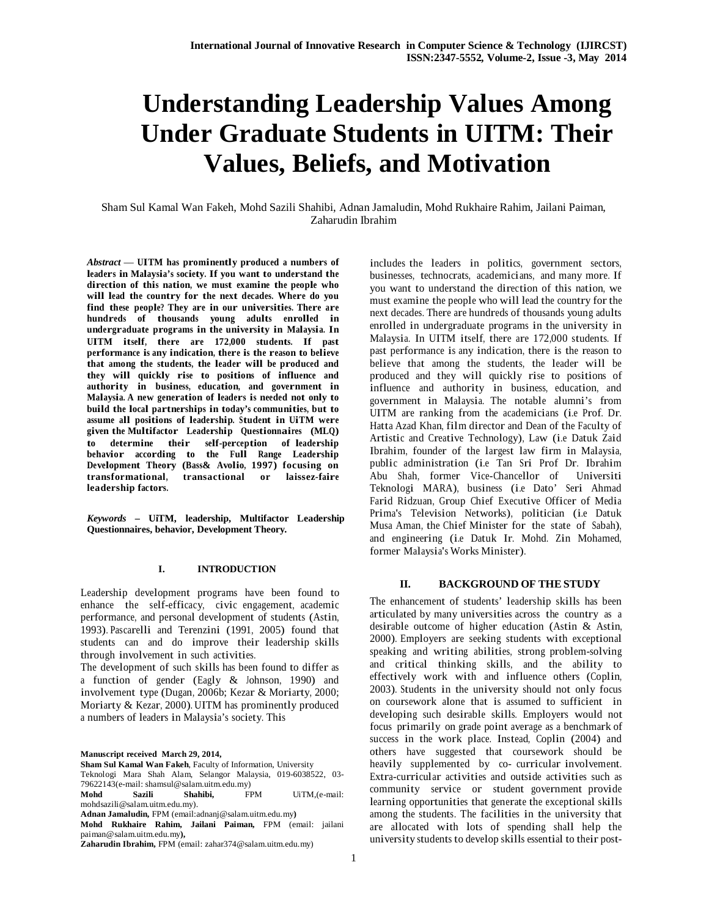# Understanding Leadership Values Among Under Graduate Students in UITM: Their Values, Beliefs, and Motivation

Sham Sul Kamal Wan Fakeh, Mohd Sazili Shahibi, Adnan Jamaludin, Mohd Rukhaire Rahim, Jailani Paiman, Zaharudin Ibrahim

***Abstract*** — **UITM has prominently produced a numbers of leaders in Malaysia's society. If you want to understand the direction of this nation, we must examine the people who will lead the country for the next decades. Where do you find these people? They are in our universities. There are hundreds of thousands young adults enrolled in undergraduate programs in the university in Malaysia. In UITM itself, there are 172,000 students. If past performance is any indication, there is the reason to believe that among the students, the leader will be produced and they will quickly rise to positions of influence and authority in business, education, and government in Malaysia. A new generation of leaders is needed not only to build the local partnerships in today's communities, but to assume all positions of leadership. Student in UiTM were given the Multifactor Leadership Questionnaires (MLQ) to determine their self-perception of leadership behavior according to the Full Range Leadership Development Theory (Bass& Avolio, 1997) focusing on transformational, transactional or laissez-faire leadership factors.**

***Keywords*** **– UiTM, leadership, Multifactor Leadership Questionnaires, behavior, Development Theory.**

## I. INTRODUCTION

Leadership development programs have been found to enhance the self-efficacy, civic engagement, academic performance, and personal development of students (Astin, 1993). Pascarelli and Terenzini (1991, 2005) found that students can and do improve their leadership skills through involvement in such activities.

The development of such skills has been found to differ as a function of gender (Eagly & Johnson, 1990) and involvement type (Dugan, 2006b; Kezar & Moriarty, 2000; Moriarty & Kezar, 2000). UITM has prominently produced a numbers of leaders in Malaysia's society. This includes the leaders in politics, government sectors, businesses, technocrats, academicians, and many more. If you want to understand the direction of this nation, we must examine the people who will lead the country for the next decades. There are hundreds of thousands young adults enrolled in undergraduate programs in the university in Malaysia. In UITM itself, there are 172,000 students. If past performance is any indication, there is the reason to believe that among the students, the leader will be produced and they will quickly rise to positions of influence and authority in business, education, and government in Malaysia. The notable alumni's from UITM are ranking from the academicians (i.e Prof. Dr. Hatta Azad Khan, film director and Dean of the Faculty of Artistic and Creative Technology), Law (i.e Datuk Zaid Ibrahim, founder of the largest law firm in Malaysia, public administration (i.e Tan Sri Prof Dr. Ibrahim Abu Shah, former Vice-Chancellor of Universiti Teknologi MARA), business (i.e Dato' Seri Ahmad Farid Ridzuan, Group Chief Executive Officer of Media Prima's Television Networks), politician (i.e Datuk Musa Aman, the Chief Minister for the state of Sabah), and engineering (i.e Datuk Ir. Mohd. Zin Mohamed, former Malaysia's Works Minister).

**Manuscript received March 29, 2014,**

**Sham Sul Kamal Wan Fakeh**, Faculty of Information, University Teknologi Mara Shah Alam, Selangor Malaysia, 019-6038522, 03-79622143(e-mail: shamsul@salam.uitm.edu.my)

**Mohd Sazili Shahibi,** FPM UiTM,(e-mail: mohdsazili@salam.uitm.edu.my).

**Adnan Jamaludin,** FPM (email:adnanj@salam.uitm.edu.my**)**

**Mohd Rukhaire Rahim, Jailani Paiman,** FPM (email: jailani paiman@salam.uitm.edu.my**),**

**Zaharudin Ibrahim,** FPM (email: zahar374@salam.uitm.edu.my)

## II. BACKGROUND OF THE STUDY

The enhancement of students' leadership skills has been articulated by many universities across the country as a desirable outcome of higher education (Astin & Astin, 2000). Employers are seeking students with exceptional speaking and writing abilities, strong problem-solving and critical thinking skills, and the ability to effectively work with and influence others (Coplin, 2003). Students in the university should not only focus on coursework alone that is assumed to sufficient in developing such desirable skills. Employers would not focus primarily on grade point average as a benchmark of success in the work place. Instead, Coplin (2004) and others have suggested that coursework should be heavily supplemented by co- curricular involvement. Extra-curricular activities and outside activities such as community service or student government provide learning opportunities that generate the exceptional skills among the students. The facilities in the university that are allocated with lots of spending shall help the university students to develop skills essential to their post-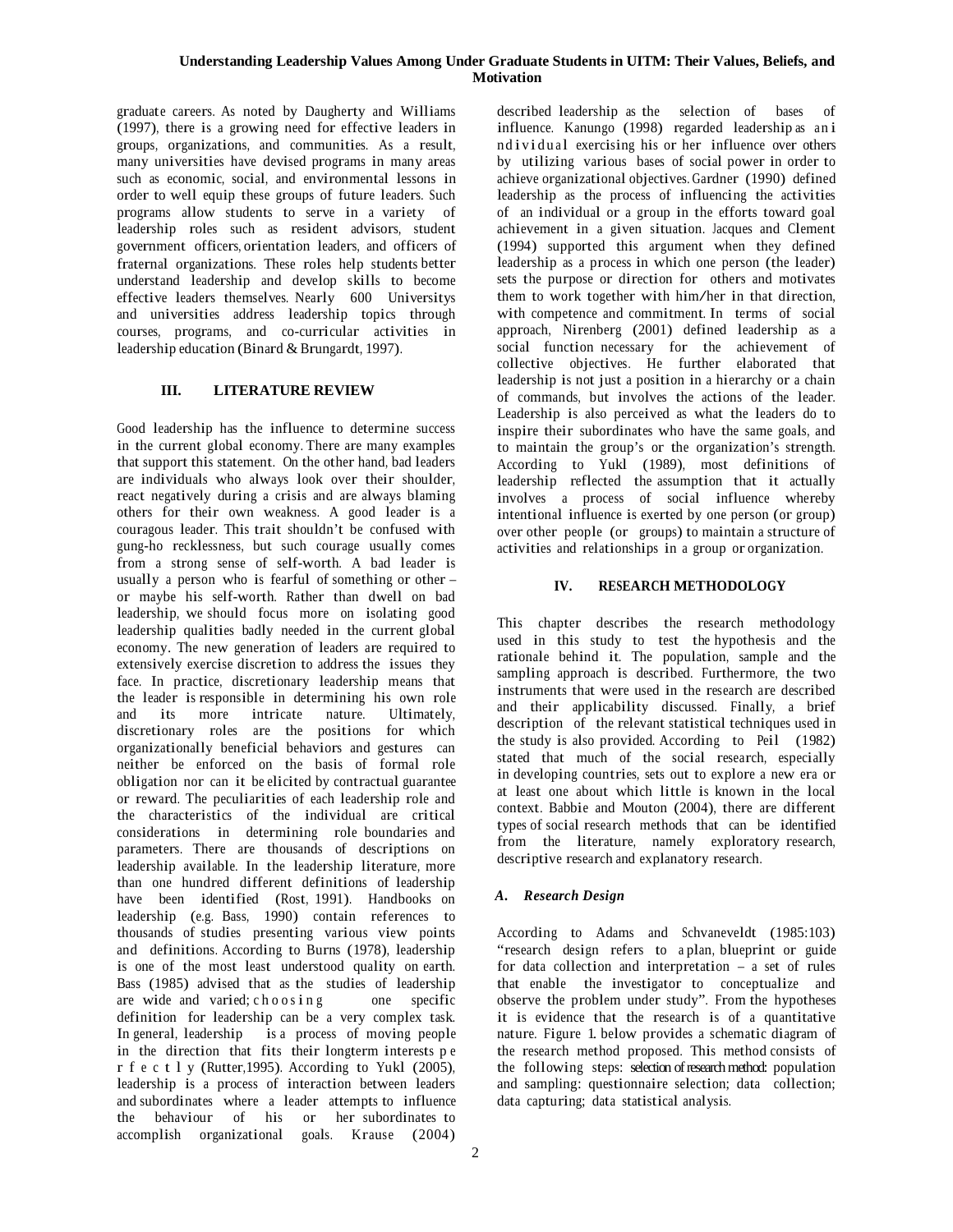graduate careers. As noted by Daugherty and Williams (1997), there is a growing need for effective leaders in groups, organizations, and communities. As a result, many universities have devised programs in many areas such as economic, social, and environmental lessons in order to well equip these groups of future leaders. Such programs allow students to serve in a variety of leadership roles such as resident advisors, student government officers, orientation leaders, and officers of fraternal organizations. These roles help students better understand leadership and develop skills to become effective leaders themselves. Nearly 600 Universitys and universities address leadership topics through courses, programs, and co-curricular activities in leadership education (Binard & Brungardt, 1997).

## III. LITERATURE REVIEW

Good leadership has the influence to determine success in the current global economy. There are many examples that support this statement. On the other hand, bad leaders are individuals who always look over their shoulder, react negatively during a crisis and are always blaming others for their own weakness. A good leader is a couragous leader. This trait shouldn't be confused with gung-ho recklessness, but such courage usually comes from a strong sense of self-worth. A bad leader is usually a person who is fearful of something or other – or maybe his self-worth. Rather than dwell on bad leadership, we should focus more on isolating good leadership qualities badly needed in the current global economy. The new generation of leaders are required to extensively exercise discretion to address the issues they face. In practice, discretionary leadership means that the leader is responsible in determining his own role and its more intricate nature. Ultimately, discretionary roles are the positions for which organizationally beneficial behaviors and gestures can neither be enforced on the basis of formal role obligation nor can it be elicited by contractual guarantee or reward. The peculiarities of each leadership role and the characteristics of the individual are critical considerations in determining role boundaries and parameters. There are thousands of descriptions on leadership available. In the leadership literature, more than one hundred different definitions of leadership have been identified (Rost, 1991). Handbooks on leadership (e.g. Bass, 1990) contain references to thousands of studies presenting various view points and definitions. According to Burns (1978), leadership is one of the most least understood quality on earth. Bass (1985) advised that as the studies of leadership are wide and varied; choosing one specific definition for leadership can be a very complex task. In general, leadership is a process of moving people in the direction that fits their longterm interests perfectly (Rutter,1995). According to Yukl (2005), leadership is a process of interaction between leaders and subordinates where a leader attempts to influence the behaviour of his or her subordinates to accomplish organizational goals. Krause (2004) described leadership as the selection of bases of influence. Kanungo (1998) regarded leadership as an individual exercising his or her influence over others by utilizing various bases of social power in order to achieve organizational objectives. Gardner (1990) defined leadership as the process of influencing the activities of an individual or a group in the efforts toward goal achievement in a given situation. Jacques and Clement (1994) supported this argument when they defined leadership as a process in which one person (the leader) sets the purpose or direction for others and motivates them to work together with him/her in that direction, with competence and commitment. In terms of social approach, Nirenberg (2001) defined leadership as a social function necessary for the achievement of collective objectives. He further elaborated that leadership is not just a position in a hierarchy or a chain of commands, but involves the actions of the leader. Leadership is also perceived as what the leaders do to inspire their subordinates who have the same goals, and to maintain the group's or the organization's strength. According to Yukl (1989), most definitions of leadership reflected the assumption that it actually involves a process of social influence whereby intentional influence is exerted by one person (or group) over other people (or groups) to maintain a structure of activities and relationships in a group or organization.

## IV. RESEARCH METHODOLOGY

This chapter describes the research methodology used in this study to test the hypothesis and the rationale behind it. The population, sample and the sampling approach is described. Furthermore, the two instruments that were used in the research are described and their applicability discussed. Finally, a brief description of the relevant statistical techniques used in the study is also provided. According to Peil (1982) stated that much of the social research, especially in developing countries, sets out to explore a new era or at least one about which little is known in the local context. Babbie and Mouton (2004), there are different types of social research methods that can be identified from the literature, namely exploratory research, descriptive research and explanatory research.

### *A. Research Design*

According to Adams and Schvaneveldt (1985:103) "research design refers to a plan, blueprint or guide for data collection and interpretation – a set of rules that enable the investigator to conceptualize and observe the problem under study". From the hypotheses it is evident that the research is of a quantitative nature. Figure 1. below provides a schematic diagram of the research method proposed. This method consists of the following steps: selection of research method: population and sampling: questionnaire selection; data collection; data capturing; data statistical analysis.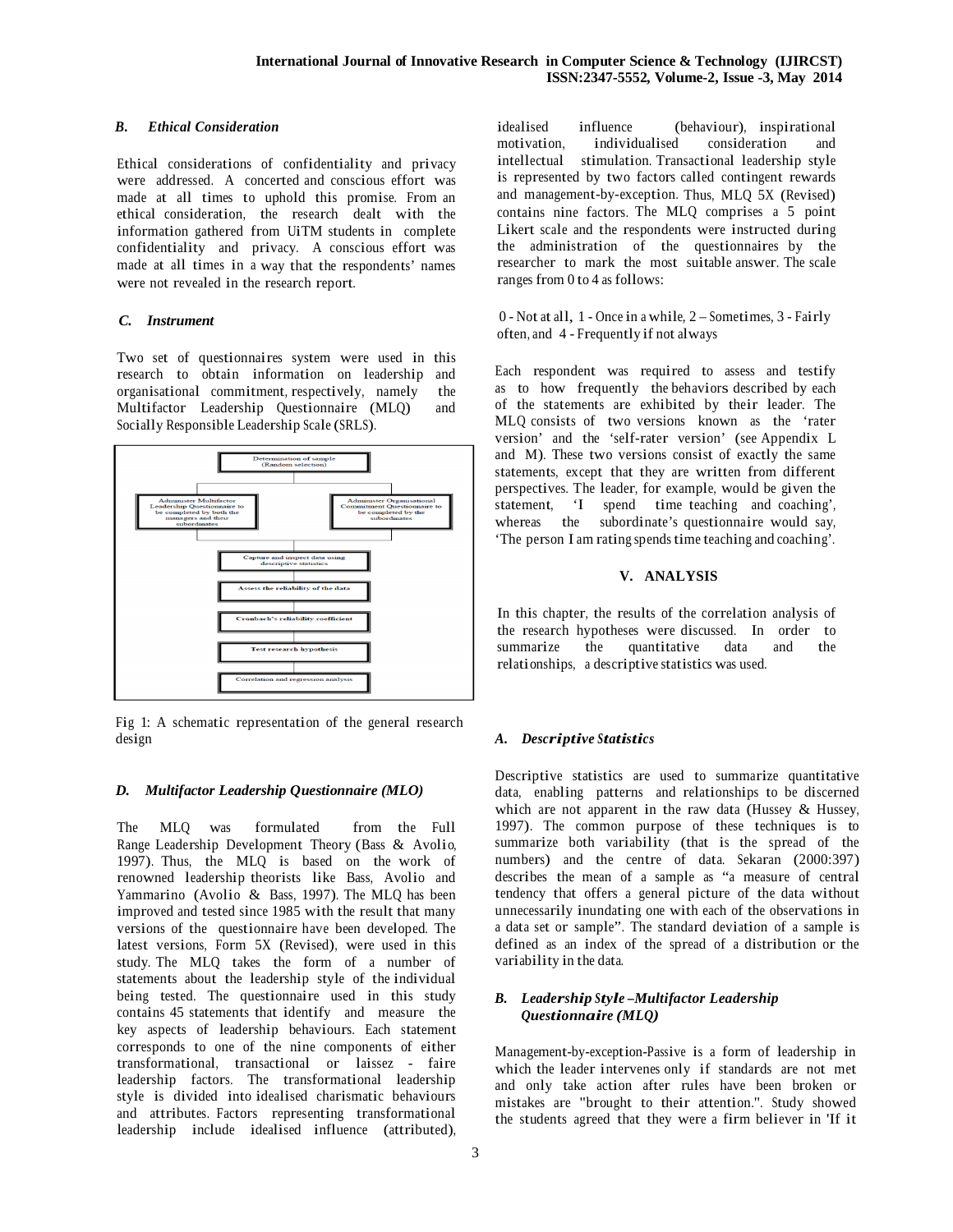### *B. Ethical Consideration*

Ethical considerations of confidentiality and privacy were addressed. A concerted and conscious effort was made at all times to uphold this promise. From an ethical consideration, the research dealt with the information gathered from UiTM students in complete confidentiality and privacy. A conscious effort was made at all times in a way that the respondents' names were not revealed in the research report.

### *C. Instrument*

Two set of questionnaires system were used in this research to obtain information on leadership and organisational commitment, respectively, namely the Multifactor Leadership Questionnaire (MLQ) and Socially Responsible Leadership Scale (SRLS).

Fig 1: A schematic representation of the general research design

### *D. Multifactor Leadership Questionnaire (MLQ)*

The MLQ was formulated from the Full Range Leadership Development Theory (Bass & Avolio, 1997). Thus, the MLQ is based on the work of renowned leadership theorists like Bass, Avolio and Yammarino (Avolio & Bass, 1997). The MLQ has been improved and tested since 1985 with the result that many versions of the questionnaire have been developed. The latest versions, Form 5X (Revised), were used in this study. The MLQ takes the form of a number of statements about the leadership style of the individual being tested. The questionnaire used in this study contains 45 statements that identify and measure the key aspects of leadership behaviours. Each statement corresponds to one of the nine components of either transformational, transactional or laissez - faire leadership factors. The transformational leadership style is divided into idealised charismatic behaviours and attributes. Factors representing transformational leadership include idealised influence (attributed), idealised influence (behaviour), inspirational motivation, individualised consideration and intellectual stimulation. Transactional leadership style is represented by two factors called contingent rewards and management-by-exception. Thus, MLQ 5X (Revised) contains nine factors. The MLQ comprises a 5 point Likert scale and the respondents were instructed during the administration of the questionnaires by the researcher to mark the most suitable answer. The scale ranges from 0 to 4 as follows:

0 - Not at all, 1 - Once in a while, 2 – Sometimes, 3 - Fairly often, and 4 - Frequently if not always

Each respondent was required to assess and testify as to how frequently the behaviors described by each of the statements are exhibited by their leader. The MLQ consists of two versions known as the 'rater version' and the 'self-rater version' (see Appendix L and M). These two versions consist of exactly the same statements, except that they are written from different perspectives. The leader, for example, would be given the statement, 'I spend time teaching and coaching', whereas the subordinate's questionnaire would say, 'The person I am rating spends time teaching and coaching'.

## V. ANALYSIS

In this chapter, the results of the correlation analysis of the research hypotheses were discussed. In order to summarize the quantitative data and the relationships, a descriptive statistics was used.

### *A. Descriptive Statistics*

Descriptive statistics are used to summarize quantitative data, enabling patterns and relationships to be discerned which are not apparent in the raw data (Hussey & Hussey, 1997). The common purpose of these techniques is to summarize both variability (that is the spread of the numbers) and the centre of data. Sekaran (2000:397) describes the mean of a sample as "a measure of central tendency that offers a general picture of the data without unnecessarily inundating one with each of the observations in a data set or sample". The standard deviation of a sample is defined as an index of the spread of a distribution or the variability in the data.

### *B. Leadership Style –Multifactor Leadership Questionnaire (MLQ)*

Management-by-exception-Passive is a form of leadership in which the leader intervenes only if standards are not met and only take action after rules have been broken or mistakes are "brought to their attention.". Study showed the students agreed that they were a firm believer in 'If it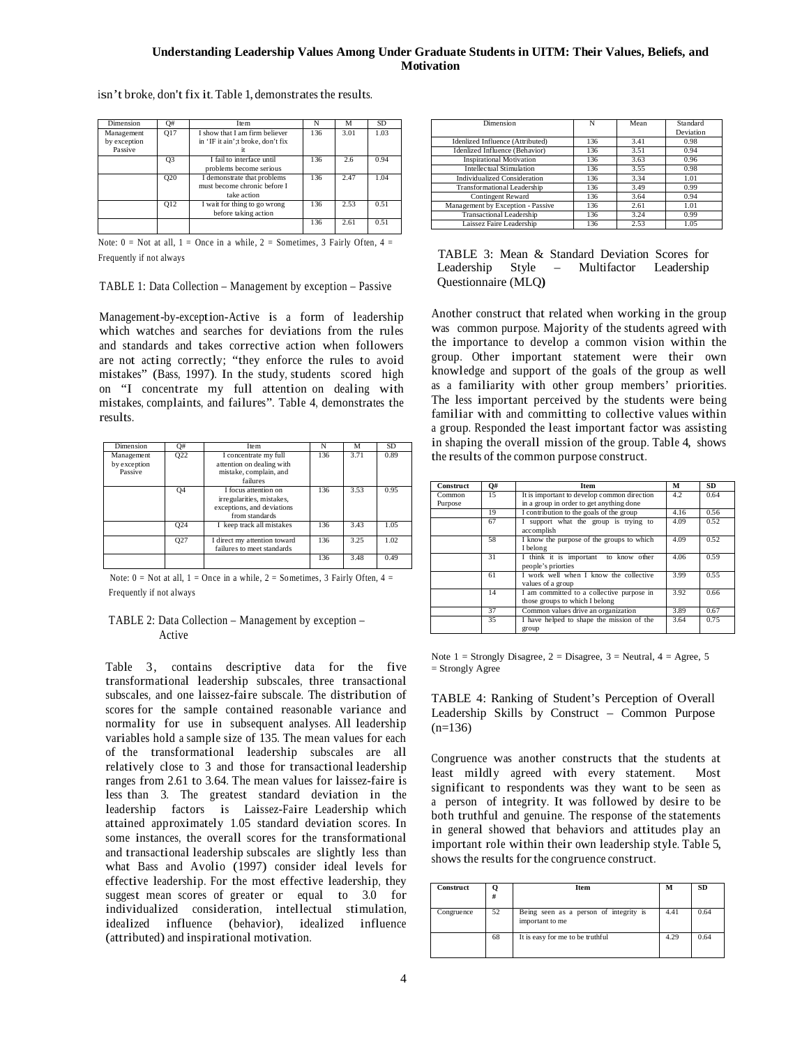isn't broke, don't fix it. Table 1, demonstrates the results.

| Dimension | Q# | Item | N | M | SD |
|---|---|---|---|---|---|
| Management by exception Passive | Q17 | I show that I am firm believer in 'IF it ain';t broke, don't fix it | 136 | 3.01 | 1.03 |
| | Q3 | I fail to interface until problems become serious | 136 | 2.6 | 0.94 |
| | Q20 | I demonstrate that problems must become chronic before I take action | 136 | 2.47 | 1.04 |
| | Q12 | I wait for thing to go wrong before taking action | 136 | 2.53 | 0.51 |
| | | | 136 | 2.61 | 0.51 |

Note: 0 = Not at all, 1 = Once in a while, 2 = Sometimes, 3 Fairly Often, 4 = Frequently if not always

TABLE 1: Data Collection – Management by exception – Passive

Management-by-exception-Active is a form of leadership which watches and searches for deviations from the rules and standards and takes corrective action when followers are not acting correctly; "they enforce the rules to avoid mistakes" (Bass, 1997). In the study, students scored high on "I concentrate my full attention on dealing with mistakes, complaints, and failures". Table 4, demonstrates the results.

| Dimension | Q# | Item | N | M | SD |
|---|---|---|---|---|---|
| Management by exception Passive | Q22 | I concentrate my full attention on dealing with mistake, complain, and failures | 136 | 3.71 | 0.89 |
| | Q4 | I focus attention on irregularities, mistakes, exceptions, and deviations from standards | 136 | 3.53 | 0.95 |
| | Q24 | I keep track all mistakes | 136 | 3.43 | 1.05 |
| | Q27 | I direct my attention toward failures to meet standards | 136 | 3.25 | 1.02 |
| | | | 136 | 3.48 | 0.49 |

Note: 0 = Not at all, 1 = Once in a while, 2 = Sometimes, 3 Fairly Often, 4 = Frequently if not always

TABLE 2: Data Collection – Management by exception – Active

Table 3, contains descriptive data for the five transformational leadership subscales, three transactional subscales, and one laissez-faire subscale. The distribution of scores for the sample contained reasonable variance and normality for use in subsequent analyses. All leadership variables hold a sample size of 135. The mean values for each of the transformational leadership subscales are all relatively close to 3 and those for transactional leadership ranges from 2.61 to 3.64. The mean values for laissez-faire is less than 3. The greatest standard deviation in the leadership factors is Laissez-Faire Leadership which attained approximately 1.05 standard deviation scores. In some instances, the overall scores for the transformational and transactional leadership subscales are slightly less than what Bass and Avolio (1997) consider ideal levels for effective leadership. For the most effective leadership, they suggest mean scores of greater or equal to 3.0 for individualized consideration, intellectual stimulation, idealized influence (behavior), idealized influence (attributed) and inspirational motivation.

| Dimension | N | Mean | Standard Deviation |
|---|---|---|---|
| Idenlized Influence (Attributed) | 136 | 3.41 | 0.98 |
| Idenlized Influence (Behavior) | 136 | 3.51 | 0.94 |
| Inspirational Motivation | 136 | 3.63 | 0.96 |
| Intellectual Stimulation | 136 | 3.55 | 0.98 |
| Individualized Consideration | 136 | 3.34 | 1.01 |
| Transformational Leadership | 136 | 3.49 | 0.99 |
| Contingent Reward | 136 | 3.64 | 0.94 |
| Management by Exception - Passive | 136 | 2.61 | 1.01 |
| Transactional Leadership | 136 | 3.24 | 0.99 |
| Laissez Faire Leadership | 136 | 2.53 | 1.05 |

TABLE 3: Mean & Standard Deviation Scores for Leadership Style – Multifactor Leadership Questionnaire (MLQ)

Another construct that related when working in the group was common purpose. Majority of the students agreed with the importance to develop a common vision within the group. Other important statement were their own knowledge and support of the goals of the group as well as a familiarity with other group members' priorities. The less important perceived by the students were being familiar with and committing to collective values within a group. Responded the least important factor was assisting in shaping the overall mission of the group. Table 4, shows the results of the common purpose construct.

| Construct | Q# | Item | M | SD |
|---|---|---|---|---|
| Common Purpose | 15 | It is important to develop common direction in a group in order to get anything done | 4.2 | 0.64 |
| | 19 | I contribution to the goals of the group | 4.16 | 0.56 |
| | 67 | I support what the group is trying to accomplish | 4.09 | 0.52 |
| | 58 | I know the purpose of the groups to which I belong | 4.09 | 0.52 |
| | 31 | I think it is important to know other people's priorties | 4.06 | 0.59 |
| | 61 | I work well when I know the collective values of a group | 3.99 | 0.55 |
| | 14 | I am committed to a collective purpose in those groups to which I belong | 3.92 | 0.66 |
| | 37 | Common values drive an organization | 3.89 | 0.67 |
| | 35 | I have helped to shape the mission of the group | 3.64 | 0.75 |

Note 1 = Strongly Disagree, 2 = Disagree, 3 = Neutral, 4 = Agree, 5 = Strongly Agree

TABLE 4: Ranking of Student's Perception of Overall Leadership Skills by Construct – Common Purpose (n=136)

Congruence was another constructs that the students at least mildly agreed with every statement. Most significant to respondents was they want to be seen as a person of integrity. It was followed by desire to be both truthful and genuine. The response of the statements in general showed that behaviors and attitudes play an important role within their own leadership style. Table 5, shows the results for the congruence construct.

| Construct | Q # | Item | M | SD |
|---|---|---|---|---|
| Congruence | 52 | Being seen as a person of integrity is important to me | 4.41 | 0.64 |
| | 68 | It is easy for me to be truthful | 4.29 | 0.64 |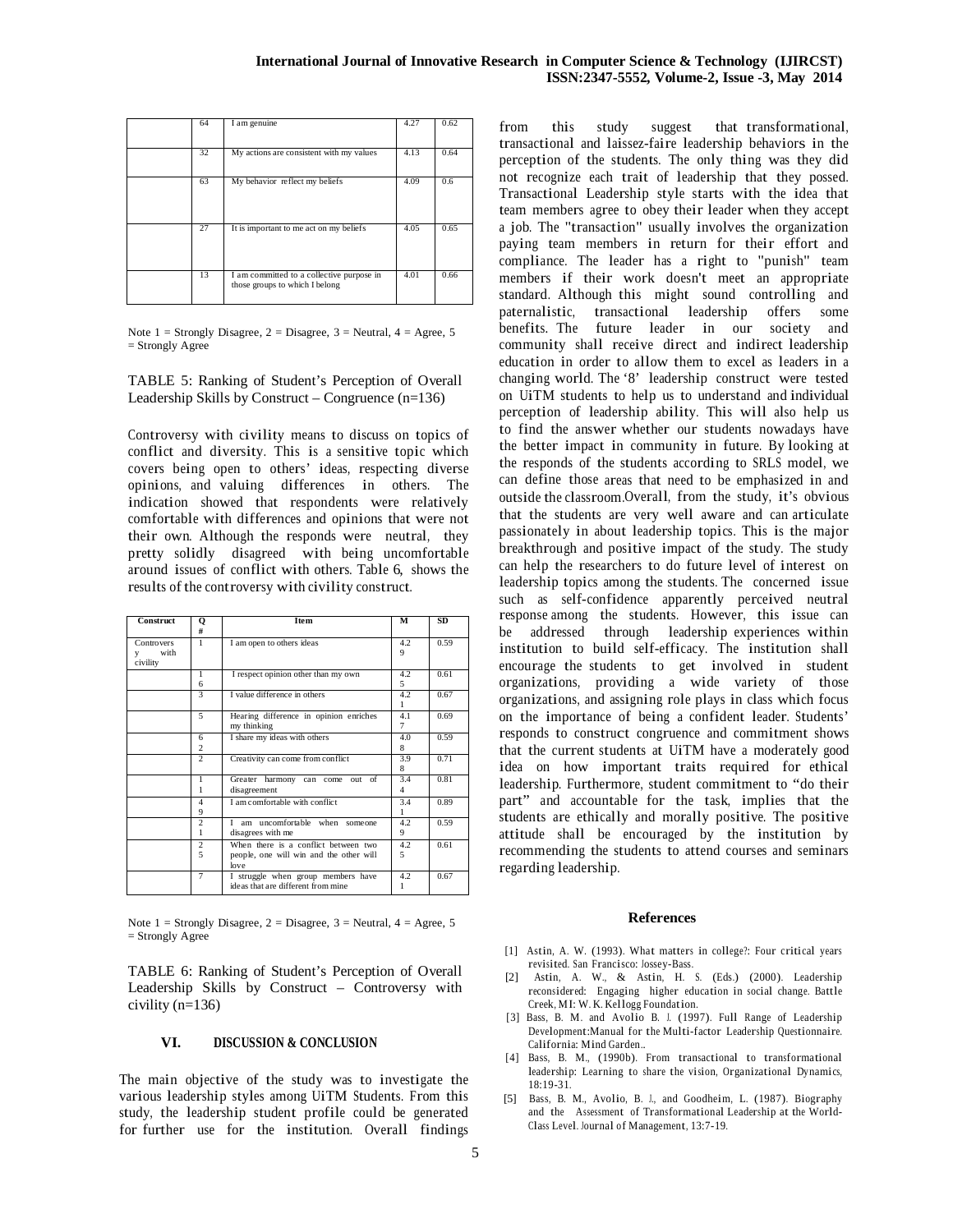|  | 64 | I am genuine | 4.27 | 0.62 |
|---|---|---|---|---|
|  | 32 | My actions are consistent with my values | 4.13 | 0.64 |
|  | 63 | My behavior reflect my beliefs | 4.09 | 0.6 |
|  | 27 | It is important to me act on my beliefs | 4.05 | 0.65 |
|  | 13 | I am committed to a collective purpose in those groups to which I belong | 4.01 | 0.66 |

Note 1 = Strongly Disagree, 2 = Disagree, 3 = Neutral, 4 = Agree, 5 = Strongly Agree

TABLE 5: Ranking of Student's Perception of Overall Leadership Skills by Construct – Congruence (n=136)

Controversy with civility means to discuss on topics of conflict and diversity. This is a sensitive topic which covers being open to others' ideas, respecting diverse opinions, and valuing differences in others. The indication showed that respondents were relatively comfortable with differences and opinions that were not their own. Although the responds were neutral, they pretty solidly disagreed with being uncomfortable around issues of conflict with others. Table 6, shows the results of the controversy with civility construct.

| Construct | Q # | Item | M | SD |
|---|---|---|---|---|
| Controversy with civility | 1 | I am open to others ideas | 4.29 | 0.59 |
|  | 16 | I respect opinion other than my own | 4.25 | 0.61 |
|  | 3 | I value difference in others | 4.21 | 0.67 |
|  | 5 | Hearing difference in opinion enriches my thinking | 4.17 | 0.69 |
|  | 62 | I share my ideas with others | 4.08 | 0.59 |
|  | 2 | Creativity can come from conflict | 3.98 | 0.71 |
|  | 11 | Greater harmony can come out of disagreement | 3.44 | 0.81 |
|  | 49 | I am comfortable with conflict | 3.41 | 0.89 |
|  | 21 | I am uncomfortable when someone disagrees with me | 4.29 | 0.59 |
|  | 25 | When there is a conflict between two people, one will win and the other will love | 4.25 | 0.61 |
|  | 7 | I struggle when group members have ideas that are different from mine | 4.21 | 0.67 |

Note 1 = Strongly Disagree, 2 = Disagree, 3 = Neutral, 4 = Agree, 5 = Strongly Agree

TABLE 6: Ranking of Student's Perception of Overall Leadership Skills by Construct – Controversy with civility (n=136)

## VI. DISCUSSION & CONCLUSION

The main objective of the study was to investigate the various leadership styles among UiTM Students. From this study, the leadership student profile could be generated for further use for the institution. Overall findings from this study suggest that transformational, transactional and laissez-faire leadership behaviors in the perception of the students. The only thing was they did not recognize each trait of leadership that they possed. Transactional Leadership style starts with the idea that team members agree to obey their leader when they accept a job. The "transaction" usually involves the organization paying team members in return for their effort and compliance. The leader has a right to "punish" team members if their work doesn't meet an appropriate standard. Although this might sound controlling and paternalistic, transactional leadership offers some benefits. The future leader in our society and community shall receive direct and indirect leadership education in order to allow them to excel as leaders in a changing world. The '8' leadership construct were tested on UiTM students to help us to understand and individual perception of leadership ability. This will also help us to find the answer whether our students nowadays have the better impact in community in future. By looking at the responds of the students according to SRLS model, we can define those areas that need to be emphasized in and outside the classroom.Overall, from the study, it's obvious that the students are very well aware and can articulate passionately in about leadership topics. This is the major breakthrough and positive impact of the study. The study can help the researchers to do future level of interest on leadership topics among the students. The concerned issue such as self-confidence apparently perceived neutral response among the students. However, this issue can be addressed through leadership experiences within institution to build self-efficacy. The institution shall encourage the students to get involved in student organizations, providing a wide variety of those organizations, and assigning role plays in class which focus on the importance of being a confident leader. Students' responds to construct congruence and commitment shows that the current students at UiTM have a moderately good idea on how important traits required for ethical leadership. Furthermore, student commitment to "do their part" and accountable for the task, implies that the students are ethically and morally positive. The positive attitude shall be encouraged by the institution by recommending the students to attend courses and seminars regarding leadership.

## References

[1] Astin, A. W. (1993). What matters in college?: Four critical years revisited. San Francisco: Jossey-Bass.

[2] Astin, A. W., & Astin, H. S. (Eds.) (2000). Leadership reconsidered: Engaging higher education in social change. Battle Creek, MI: W. K. Kellogg Foundation.

[3] Bass, B. M. and Avolio B. J. (1997). Full Range of Leadership Development:Manual for the Multi-factor Leadership Questionnaire. California: Mind Garden..

[4] Bass, B. M., (1990b). From transactional to transformational leadership: Learning to share the vision, Organizational Dynamics, 18:19-31.

[5] Bass, B. M., Avolio, B. J., and Goodheim, L. (1987). Biography and the Assessment of Transformational Leadership at the World-Class Level. Journal of Management, 13:7-19.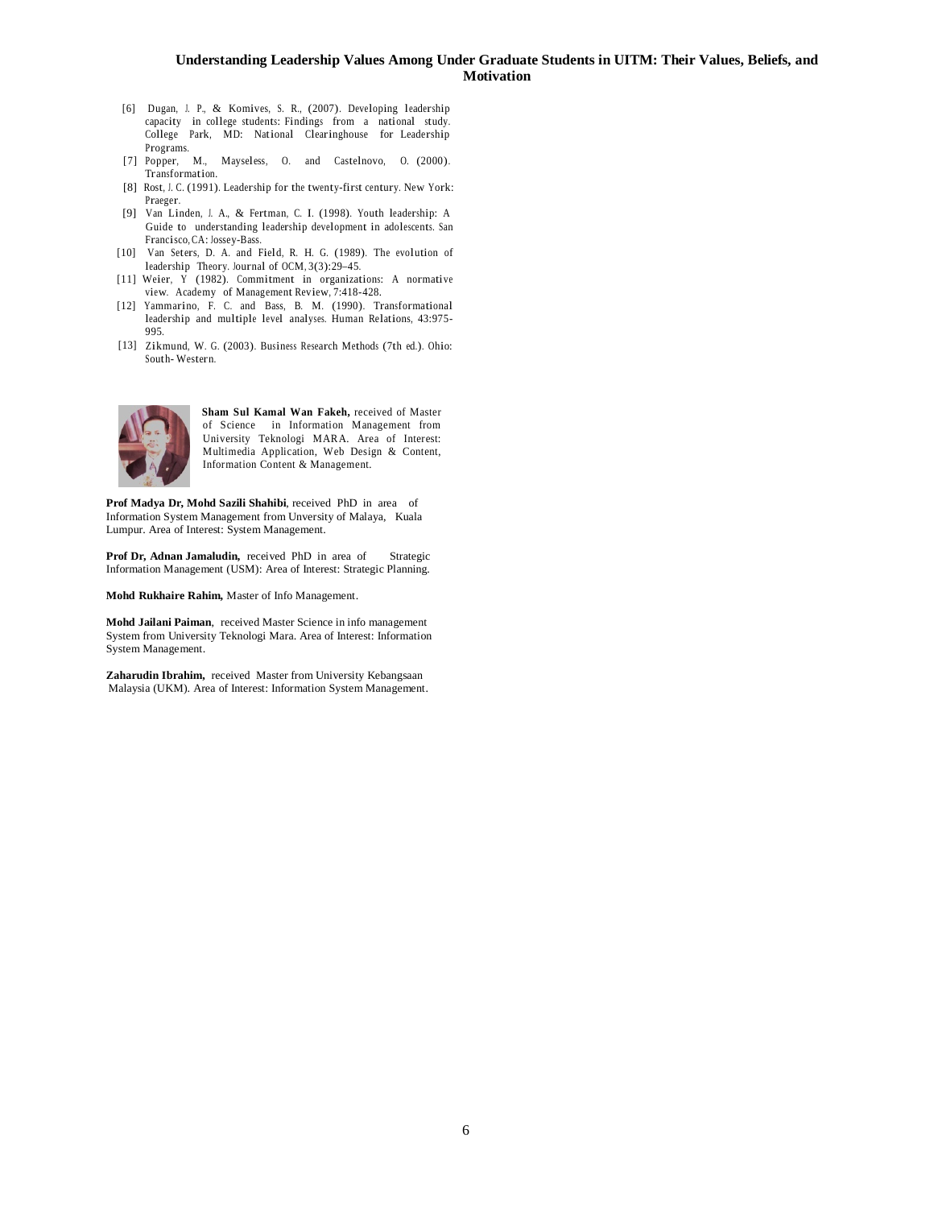[6] Dugan, J. P., & Komives, S. R., (2007). Developing leadership capacity in college students: Findings from a national study. College Park, MD: National Clearinghouse for Leadership Programs.

[7] Popper, M., Mayseless, O. and Castelnovo, O. (2000). Transformation.

[8] Rost, J. C. (1991). Leadership for the twenty-first century. New York: Praeger.

[9] Van Linden, J. A., & Fertman, C. I. (1998). Youth leadership: A Guide to understanding leadership development in adolescents. San Francisco, CA: Jossey-Bass.

[10] Van Seters, D. A. and Field, R. H. G. (1989). The evolution of leadership Theory. Journal of OCM, 3(3):29–45.

[11] Weier, Y (1982). Commitment in organizations: A normative view. Academy of Management Review, 7:418-428.

[12] Yammarino, F. C. and Bass, B. M. (1990). Transformational leadership and multiple level analyses. Human Relations, 43:975-995.

[13] Zikmund, W. G. (2003). Business Research Methods (7th ed.). Ohio: South- Western.

**Sham Sul Kamal Wan Fakeh,** received of Master of Science in Information Management from University Teknologi MARA. Area of Interest: Multimedia Application, Web Design & Content, Information Content & Management.

**Prof Madya Dr, Mohd Sazili Shahibi**, received PhD in area of Information System Management from Unversity of Malaya, Kuala Lumpur. Area of Interest: System Management.

**Prof Dr, Adnan Jamaludin,** received PhD in area of Strategic Information Management (USM): Area of Interest: Strategic Planning.

**Mohd Rukhaire Rahim,** Master of Info Management.

**Mohd Jailani Paiman**, received Master Science in info management System from University Teknologi Mara. Area of Interest: Information System Management.

**Zaharudin Ibrahim,** received Master from University Kebangsaan Malaysia (UKM). Area of Interest: Information System Management.